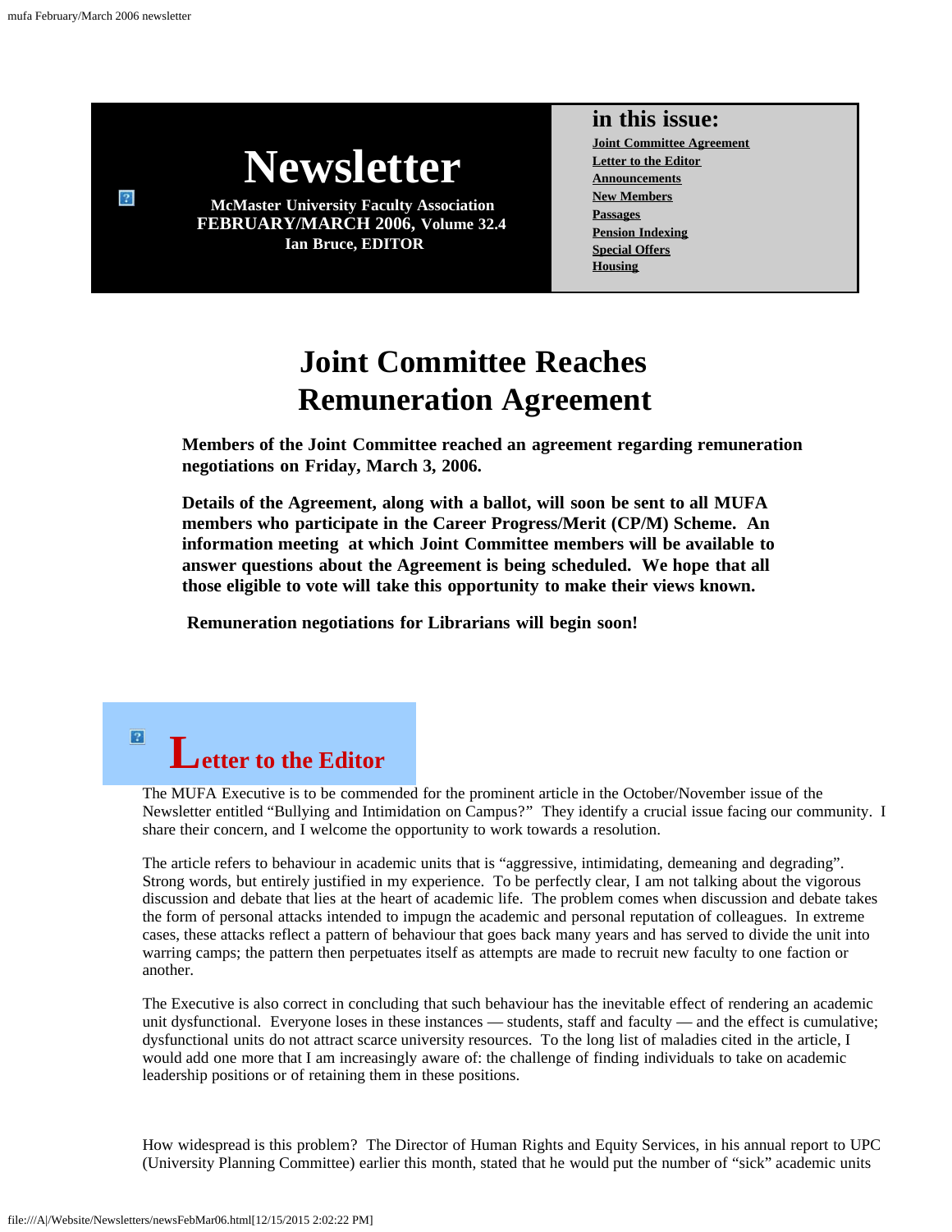# Newsletter

**McMaster University Faculty Association**
**FEBRUARY/MARCH 2006, Volume 32.4**
**Ian Bruce, EDITOR**

## in this issue:

- Joint Committee Agreement
- Letter to the Editor
- Announcements
- New Members
- Passages
- Pension Indexing
- Special Offers
- Housing

# Joint Committee Reaches Remuneration Agreement

**Members of the Joint Committee reached an agreement regarding remuneration negotiations on Friday, March 3, 2006.**

**Details of the Agreement, along with a ballot, will soon be sent to all MUFA members who participate in the Career Progress/Merit (CP/M) Scheme. An information meeting at which Joint Committee members will be available to answer questions about the Agreement is being scheduled. We hope that all those eligible to vote will take this opportunity to make their views known.**

**Remuneration negotiations for Librarians will begin soon!**

## Letter to the Editor

The MUFA Executive is to be commended for the prominent article in the October/November issue of the Newsletter entitled "Bullying and Intimidation on Campus?" They identify a crucial issue facing our community. I share their concern, and I welcome the opportunity to work towards a resolution.

The article refers to behaviour in academic units that is "aggressive, intimidating, demeaning and degrading". Strong words, but entirely justified in my experience. To be perfectly clear, I am not talking about the vigorous discussion and debate that lies at the heart of academic life. The problem comes when discussion and debate takes the form of personal attacks intended to impugn the academic and personal reputation of colleagues. In extreme cases, these attacks reflect a pattern of behaviour that goes back many years and has served to divide the unit into warring camps; the pattern then perpetuates itself as attempts are made to recruit new faculty to one faction or another.

The Executive is also correct in concluding that such behaviour has the inevitable effect of rendering an academic unit dysfunctional. Everyone loses in these instances — students, staff and faculty — and the effect is cumulative; dysfunctional units do not attract scarce university resources. To the long list of maladies cited in the article, I would add one more that I am increasingly aware of: the challenge of finding individuals to take on academic leadership positions or of retaining them in these positions.

How widespread is this problem? The Director of Human Rights and Equity Services, in his annual report to UPC (University Planning Committee) earlier this month, stated that he would put the number of "sick" academic units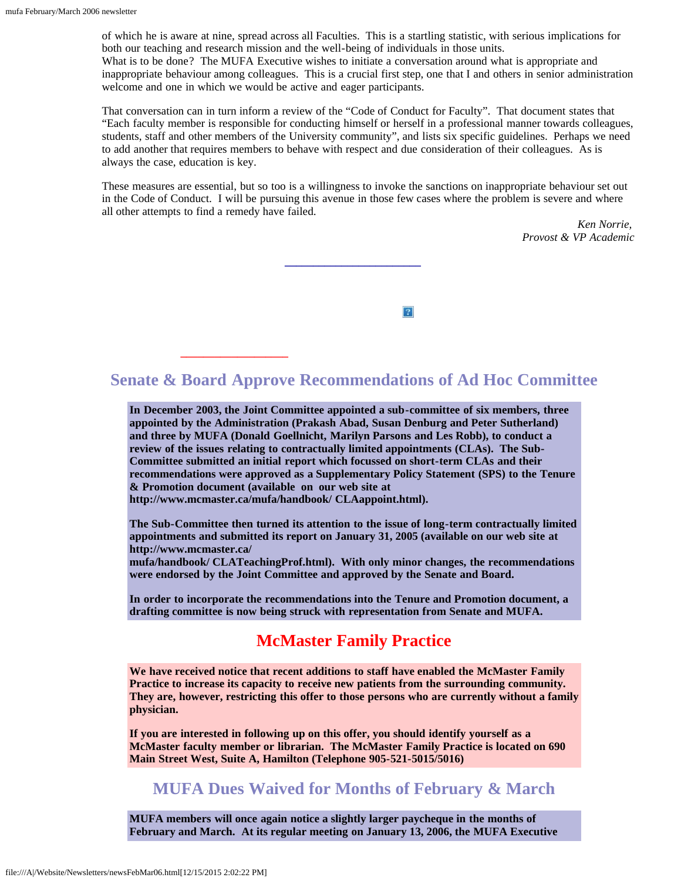of which he is aware at nine, spread across all Faculties. This is a startling statistic, with serious implications for both our teaching and research mission and the well-being of individuals in those units.
What is to be done? The MUFA Executive wishes to initiate a conversation around what is appropriate and inappropriate behaviour among colleagues. This is a crucial first step, one that I and others in senior administration welcome and one in which we would be active and eager participants.

That conversation can in turn inform a review of the "Code of Conduct for Faculty". That document states that "Each faculty member is responsible for conducting himself or herself in a professional manner towards colleagues, students, staff and other members of the University community", and lists six specific guidelines. Perhaps we need to add another that requires members to behave with respect and due consideration of their colleagues. As is always the case, education is key.

These measures are essential, but so too is a willingness to invoke the sanctions on inappropriate behaviour set out in the Code of Conduct. I will be pursuing this avenue in those few cases where the problem is severe and where all other attempts to find a remedy have failed.

*Ken Norrie,*
*Provost & VP Academic*

## Senate & Board Approve Recommendations of Ad Hoc Committee

**In December 2003, the Joint Committee appointed a sub-committee of six members, three appointed by the Administration (Prakash Abad, Susan Denburg and Peter Sutherland) and three by MUFA (Donald Goellnicht, Marilyn Parsons and Les Robb), to conduct a review of the issues relating to contractually limited appointments (CLAs). The Sub-Committee submitted an initial report which focussed on short-term CLAs and their recommendations were approved as a Supplementary Policy Statement (SPS) to the Tenure & Promotion document (available on our web site at http://www.mcmaster.ca/mufa/handbook/ CLAappoint.html).**

**The Sub-Committee then turned its attention to the issue of long-term contractually limited appointments and submitted its report on January 31, 2005 (available on our web site at http://www.mcmaster.ca/ mufa/handbook/ CLATeachingProf.html). With only minor changes, the recommendations were endorsed by the Joint Committee and approved by the Senate and Board.**

**In order to incorporate the recommendations into the Tenure and Promotion document, a drafting committee is now being struck with representation from Senate and MUFA.**

## McMaster Family Practice

**We have received notice that recent additions to staff have enabled the McMaster Family Practice to increase its capacity to receive new patients from the surrounding community. They are, however, restricting this offer to those persons who are currently without a family physician.**

**If you are interested in following up on this offer, you should identify yourself as a McMaster faculty member or librarian. The McMaster Family Practice is located on 690 Main Street West, Suite A, Hamilton (Telephone 905-521-5015/5016)**

## MUFA Dues Waived for Months of February & March

**MUFA members will once again notice a slightly larger paycheque in the months of February and March. At its regular meeting on January 13, 2006, the MUFA Executive**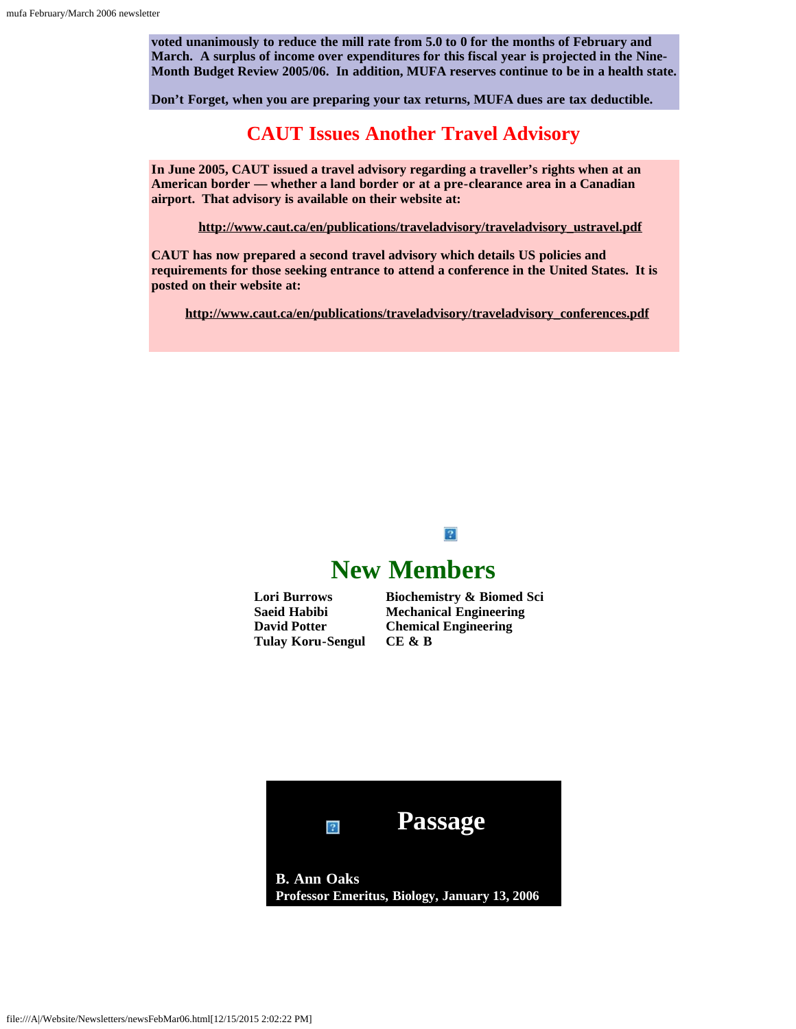**voted unanimously to reduce the mill rate from 5.0 to 0 for the months of February and March. A surplus of income over expenditures for this fiscal year is projected in the Nine-Month Budget Review 2005/06. In addition, MUFA reserves continue to be in a health state.**

**Don't Forget, when you are preparing your tax returns, MUFA dues are tax deductible.**

## CAUT Issues Another Travel Advisory

**In June 2005, CAUT issued a travel advisory regarding a traveller's rights when at an American border — whether a land border or at a pre-clearance area in a Canadian airport. That advisory is available on their website at:**

**http://www.caut.ca/en/publications/traveladvisory/traveladvisory_ustravel.pdf**

**CAUT has now prepared a second travel advisory which details US policies and requirements for those seeking entrance to attend a conference in the United States. It is posted on their website at:**

**http://www.caut.ca/en/publications/traveladvisory/traveladvisory_conferences.pdf**

## New Members

| | |
|---|---|
| Lori Burrows | Biochemistry & Biomed Sci |
| Saeid Habibi | Mechanical Engineering |
| David Potter | Chemical Engineering |
| Tulay Koru-Sengul | CE & B |

## Passage

**B. Ann Oaks**
**Professor Emeritus, Biology, January 13, 2006**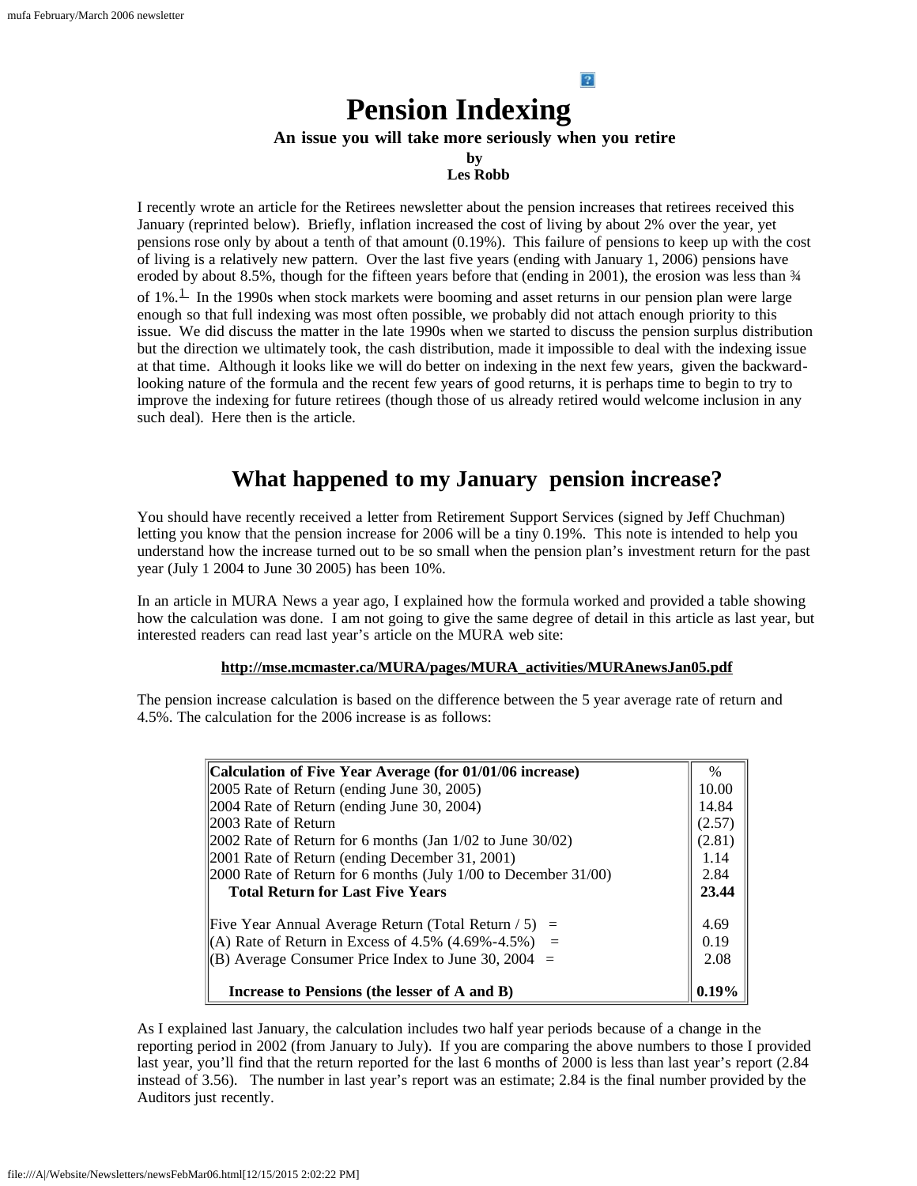# Pension Indexing

**An issue you will take more seriously when you retire**

**by**
**Les Robb**

I recently wrote an article for the Retirees newsletter about the pension increases that retirees received this January (reprinted below). Briefly, inflation increased the cost of living by about 2% over the year, yet pensions rose only by about a tenth of that amount (0.19%). This failure of pensions to keep up with the cost of living is a relatively new pattern. Over the last five years (ending with January 1, 2006) pensions have eroded by about 8.5%, though for the fifteen years before that (ending in 2001), the erosion was less than ¾ of 1%.[1] In the 1990s when stock markets were booming and asset returns in our pension plan were large enough so that full indexing was most often possible, we probably did not attach enough priority to this issue. We did discuss the matter in the late 1990s when we started to discuss the pension surplus distribution but the direction we ultimately took, the cash distribution, made it impossible to deal with the indexing issue at that time. Although it looks like we will do better on indexing in the next few years, given the backward-looking nature of the formula and the recent few years of good returns, it is perhaps time to begin to try to improve the indexing for future retirees (though those of us already retired would welcome inclusion in any such deal). Here then is the article.

## What happened to my January pension increase?

You should have recently received a letter from Retirement Support Services (signed by Jeff Chuchman) letting you know that the pension increase for 2006 will be a tiny 0.19%. This note is intended to help you understand how the increase turned out to be so small when the pension plan's investment return for the past year (July 1 2004 to June 30 2005) has been 10%.

In an article in MURA News a year ago, I explained how the formula worked and provided a table showing how the calculation was done. I am not going to give the same degree of detail in this article as last year, but interested readers can read last year's article on the MURA web site:

**http://mse.mcmaster.ca/MURA/pages/MURA_activities/MURAnewsJan05.pdf**

The pension increase calculation is based on the difference between the 5 year average rate of return and 4.5%. The calculation for the 2006 increase is as follows:

| **Calculation of Five Year Average (for 01/01/06 increase)** | % |
|---|---|
| 2005 Rate of Return (ending June 30, 2005) | 10.00 |
| 2004 Rate of Return (ending June 30, 2004) | 14.84 |
| 2003 Rate of Return | (2.57) |
| 2002 Rate of Return for 6 months (Jan 1/02 to June 30/02) | (2.81) |
| 2001 Rate of Return (ending December 31, 2001) | 1.14 |
| 2000 Rate of Return for 6 months (July 1/00 to December 31/00) | 2.84 |
| **Total Return for Last Five Years** | **23.44** |
| Five Year Annual Average Return (Total Return / 5) = | 4.69 |
| (A) Rate of Return in Excess of 4.5% (4.69%-4.5%) = | 0.19 |
| (B) Average Consumer Price Index to June 30, 2004 = | 2.08 |
| **Increase to Pensions (the lesser of A and B)** | **0.19%** |

As I explained last January, the calculation includes two half year periods because of a change in the reporting period in 2002 (from January to July). If you are comparing the above numbers to those I provided last year, you'll find that the return reported for the last 6 months of 2000 is less than last year's report (2.84 instead of 3.56). The number in last year's report was an estimate; 2.84 is the final number provided by the Auditors just recently.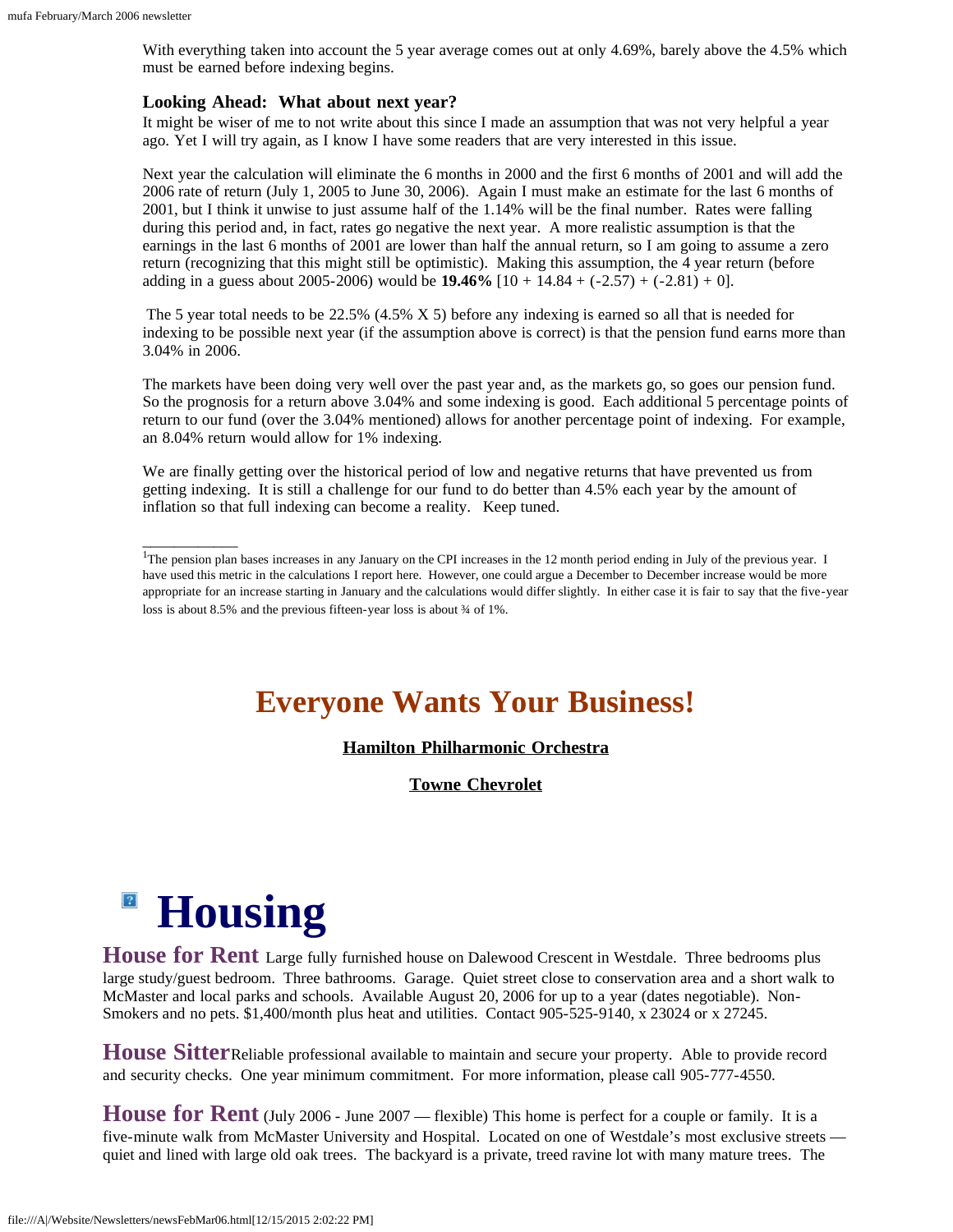With everything taken into account the 5 year average comes out at only 4.69%, barely above the 4.5% which must be earned before indexing begins.

### Looking Ahead: What about next year?

It might be wiser of me to not write about this since I made an assumption that was not very helpful a year ago. Yet I will try again, as I know I have some readers that are very interested in this issue.

Next year the calculation will eliminate the 6 months in 2000 and the first 6 months of 2001 and will add the 2006 rate of return (July 1, 2005 to June 30, 2006). Again I must make an estimate for the last 6 months of 2001, but I think it unwise to just assume half of the 1.14% will be the final number. Rates were falling during this period and, in fact, rates go negative the next year. A more realistic assumption is that the earnings in the last 6 months of 2001 are lower than half the annual return, so I am going to assume a zero return (recognizing that this might still be optimistic). Making this assumption, the 4 year return (before adding in a guess about 2005-2006) would be **19.46%** [10 + 14.84 + (-2.57) + (-2.81) + 0].

The 5 year total needs to be 22.5% (4.5% X 5) before any indexing is earned so all that is needed for indexing to be possible next year (if the assumption above is correct) is that the pension fund earns more than 3.04% in 2006.

The markets have been doing very well over the past year and, as the markets go, so goes our pension fund. So the prognosis for a return above 3.04% and some indexing is good. Each additional 5 percentage points of return to our fund (over the 3.04% mentioned) allows for another percentage point of indexing. For example, an 8.04% return would allow for 1% indexing.

We are finally getting over the historical period of low and negative returns that have prevented us from getting indexing. It is still a challenge for our fund to do better than 4.5% each year by the amount of inflation so that full indexing can become a reality. Keep tuned.

---

[1]The pension plan bases increases in any January on the CPI increases in the 12 month period ending in July of the previous year. I have used this metric in the calculations I report here. However, one could argue a December to December increase would be more appropriate for an increase starting in January and the calculations would differ slightly. In either case it is fair to say that the five-year loss is about 8.5% and the previous fifteen-year loss is about ¾ of 1%.

## Everyone Wants Your Business!

**Hamilton Philharmonic Orchestra**

**Towne Chevrolet**

# Housing

**House for Rent** Large fully furnished house on Dalewood Crescent in Westdale. Three bedrooms plus large study/guest bedroom. Three bathrooms. Garage. Quiet street close to conservation area and a short walk to McMaster and local parks and schools. Available August 20, 2006 for up to a year (dates negotiable). Non-Smokers and no pets. $1,400/month plus heat and utilities. Contact 905-525-9140, x 23024 or x 27245.

**House Sitter** Reliable professional available to maintain and secure your property. Able to provide record and security checks. One year minimum commitment. For more information, please call 905-777-4550.

**House for Rent** (July 2006 - June 2007 — flexible) This home is perfect for a couple or family. It is a five-minute walk from McMaster University and Hospital. Located on one of Westdale's most exclusive streets — quiet and lined with large old oak trees. The backyard is a private, treed ravine lot with many mature trees. The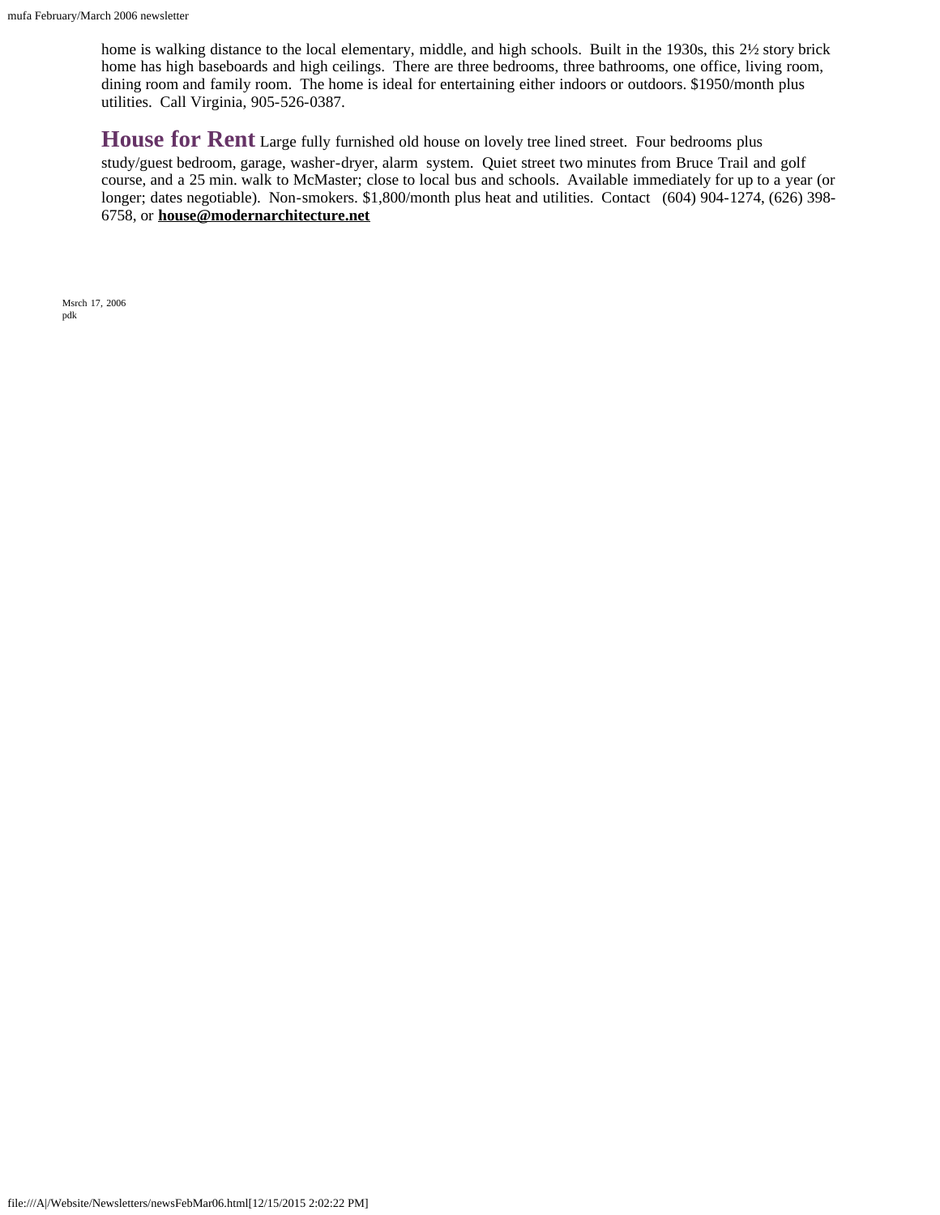home is walking distance to the local elementary, middle, and high schools. Built in the 1930s, this 2½ story brick home has high baseboards and high ceilings. There are three bedrooms, three bathrooms, one office, living room, dining room and family room. The home is ideal for entertaining either indoors or outdoors. $1950/month plus utilities. Call Virginia, 905-526-0387.

**House for Rent** Large fully furnished old house on lovely tree lined street. Four bedrooms plus study/guest bedroom, garage, washer-dryer, alarm system. Quiet street two minutes from Bruce Trail and golf course, and a 25 min. walk to McMaster; close to local bus and schools. Available immediately for up to a year (or longer; dates negotiable). Non-smokers. $1,800/month plus heat and utilities. Contact (604) 904-1274, (626) 398-6758, or **house@modernarchitecture.net**

Msrch 17, 2006
pdk